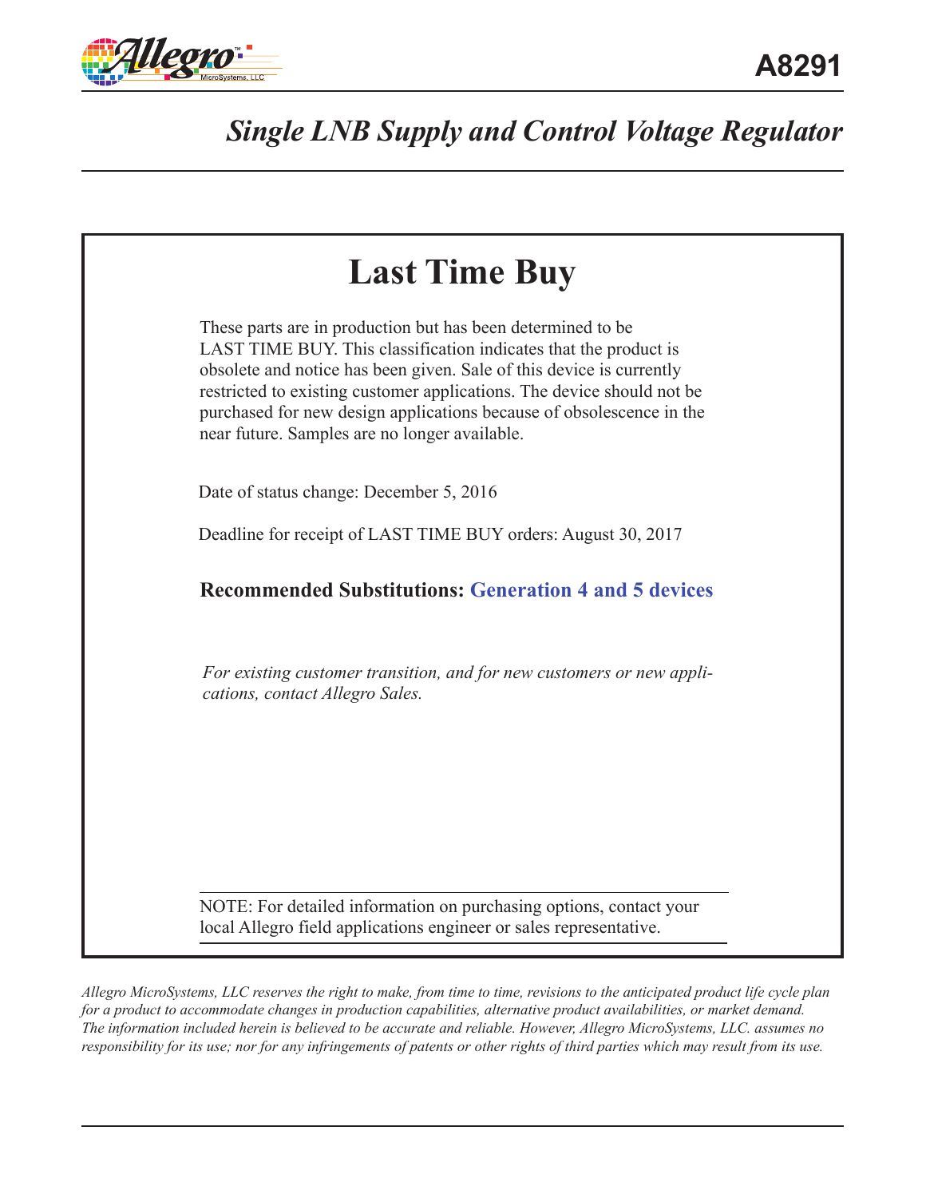# A8291

## *Single LNB Supply and Control Voltage Regulator*

# Last Time Buy

These parts are in production but has been determined to be LAST TIME BUY. This classification indicates that the product is obsolete and notice has been given. Sale of this device is currently restricted to existing customer applications. The device should not be purchased for new design applications because of obsolescence in the near future. Samples are no longer available.

Date of status change: December 5, 2016

Deadline for receipt of LAST TIME BUY orders: August 30, 2017

**Recommended Substitutions: Generation 4 and 5 devices**

*For existing customer transition, and for new customers or new applications, contact Allegro Sales.*

NOTE: For detailed information on purchasing options, contact your local Allegro field applications engineer or sales representative.

*Allegro MicroSystems, LLC reserves the right to make, from time to time, revisions to the anticipated product life cycle plan for a product to accommodate changes in production capabilities, alternative product availabilities, or market demand. The information included herein is believed to be accurate and reliable. However, Allegro MicroSystems, LLC. assumes no responsibility for its use; nor for any infringements of patents or other rights of third parties which may result from its use.*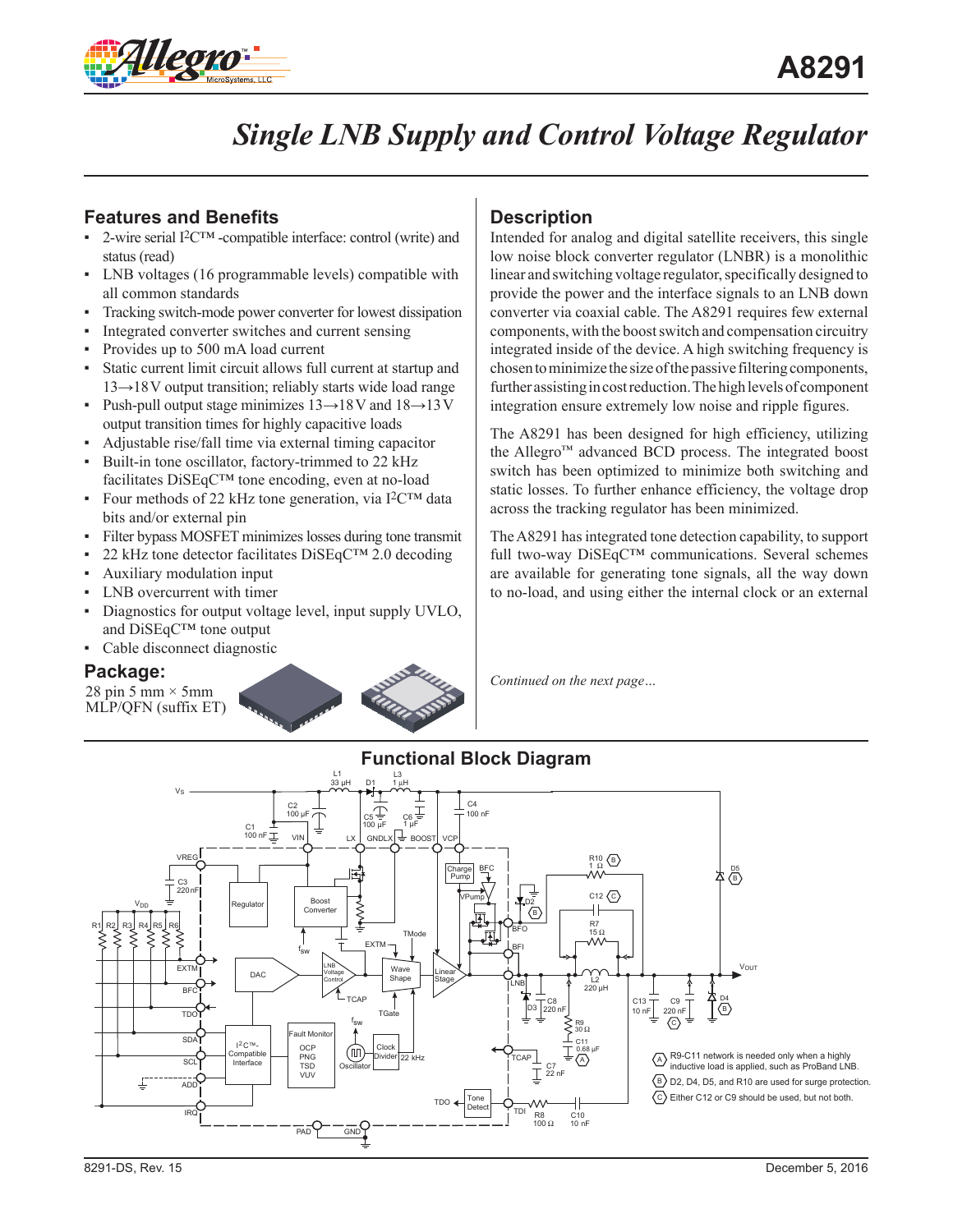# Single LNB Supply and Control Voltage Regulator

## Features and Benefits

- 2-wire serial I2C™ -compatible interface: control (write) and status (read)
- LNB voltages (16 programmable levels) compatible with all common standards
- Tracking switch-mode power converter for lowest dissipation
- Integrated converter switches and current sensing
- Provides up to 500 mA load current
- Static current limit circuit allows full current at startup and 13→18 V output transition; reliably starts wide load range
- Push-pull output stage minimizes 13→18 V and 18→13 V output transition times for highly capacitive loads
- Adjustable rise/fall time via external timing capacitor
- Built-in tone oscillator, factory-trimmed to 22 kHz facilitates DiSEqC™ tone encoding, even at no-load
- Four methods of 22 kHz tone generation, via I2C™ data bits and/or external pin
- Filter bypass MOSFET minimizes losses during tone transmit
- 22 kHz tone detector facilitates DiSEqC™ 2.0 decoding
- Auxiliary modulation input
- LNB overcurrent with timer
- Diagnostics for output voltage level, input supply UVLO, and DiSEqC™ tone output
- Cable disconnect diagnostic

## Package:

28 pin 5 mm × 5mm MLP/QFN (suffix ET)

## Description

Intended for analog and digital satellite receivers, this single low noise block converter regulator (LNBR) is a monolithic linear and switching voltage regulator, specifically designed to provide the power and the interface signals to an LNB down converter via coaxial cable. The A8291 requires few external components, with the boost switch and compensation circuitry integrated inside of the device. A high switching frequency is chosen to minimize the size of the passive filtering components, further assisting in cost reduction. The high levels of component integration ensure extremely low noise and ripple figures.

The A8291 has been designed for high efficiency, utilizing the Allegro™ advanced BCD process. The integrated boost switch has been optimized to minimize both switching and static losses. To further enhance efficiency, the voltage drop across the tracking regulator has been minimized.

The A8291 has integrated tone detection capability, to support full two-way DiSEqC™ communications. Several schemes are available for generating tone signals, all the way down to no-load, and using either the internal clock or an external

*Continued on the next page…*

## Functional Block Diagram

(A) R9-C11 network is needed only when a highly inductive load is applied, such as ProBand LNB.

(B) D2, D4, D5, and R10 are used for surge protection.

(C) Either C12 or C9 should be used, but not both.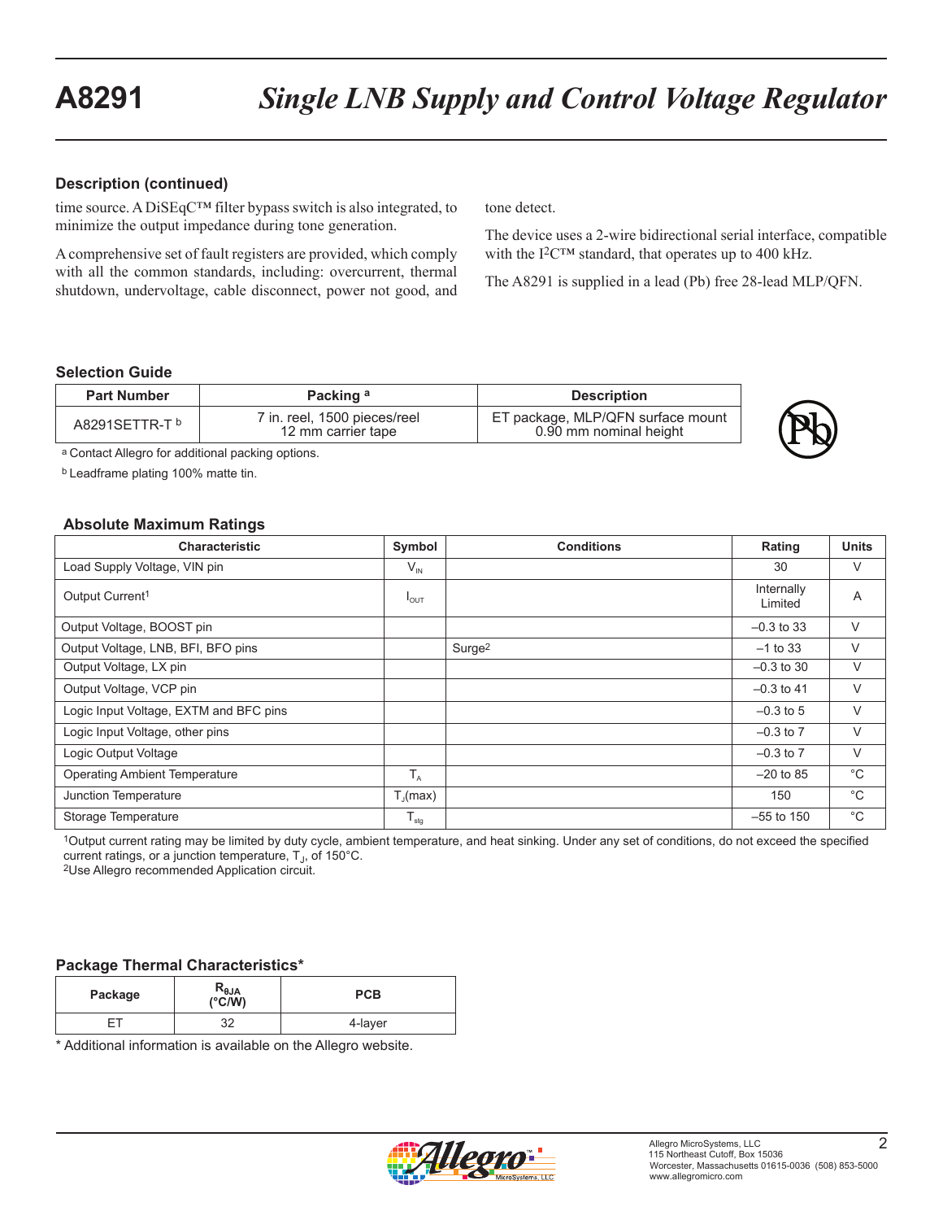## Description (continued)

time source. A DiSEqC™ filter bypass switch is also integrated, to minimize the output impedance during tone generation.

A comprehensive set of fault registers are provided, which comply with all the common standards, including: overcurrent, thermal shutdown, undervoltage, cable disconnect, power not good, and tone detect.

The device uses a 2-wire bidirectional serial interface, compatible with the I²C™ standard, that operates up to 400 kHz.

The A8291 is supplied in a lead (Pb) free 28-lead MLP/QFN.

### Selection Guide

| Part Number | Packing [a] | Description |
|---|---|---|
| A8291SETTR-T [b] | 7 in. reel, 1500 pieces/reel 12 mm carrier tape | ET package, MLP/QFN surface mount 0.90 mm nominal height |

[a] Contact Allegro for additional packing options.

[b] Leadframe plating 100% matte tin.

### Absolute Maximum Ratings

| Characteristic | Symbol | Conditions | Rating | Units |
|---|---|---|---|---|
| Load Supply Voltage, VIN pin | $V_{IN}$ | | 30 | V |
| Output Current[1] | $I_{OUT}$ | | Internally Limited | A |
| Output Voltage, BOOST pin | | | –0.3 to 33 | V |
| Output Voltage, LNB, BFI, BFO pins | | Surge[2] | –1 to 33 | V |
| Output Voltage, LX pin | | | –0.3 to 30 | V |
| Output Voltage, VCP pin | | | –0.3 to 41 | V |
| Logic Input Voltage, EXTM and BFC pins | | | –0.3 to 5 | V |
| Logic Input Voltage, other pins | | | –0.3 to 7 | V |
| Logic Output Voltage | | | –0.3 to 7 | V |
| Operating Ambient Temperature | $T_A$ | | –20 to 85 | °C |
| Junction Temperature | $T_J$(max) | | 150 | °C |
| Storage Temperature | $T_{stg}$ | | –55 to 150 | °C |

[1]Output current rating may be limited by duty cycle, ambient temperature, and heat sinking. Under any set of conditions, do not exceed the specified current ratings, or a junction temperature, $T_J$, of 150°C.
[2]Use Allegro recommended Application circuit.

### Package Thermal Characteristics*

| Package | $R_{\theta JA}$ (°C/W) | PCB |
|---|---|---|
| ET | 32 | 4-layer |

\* Additional information is available on the Allegro website.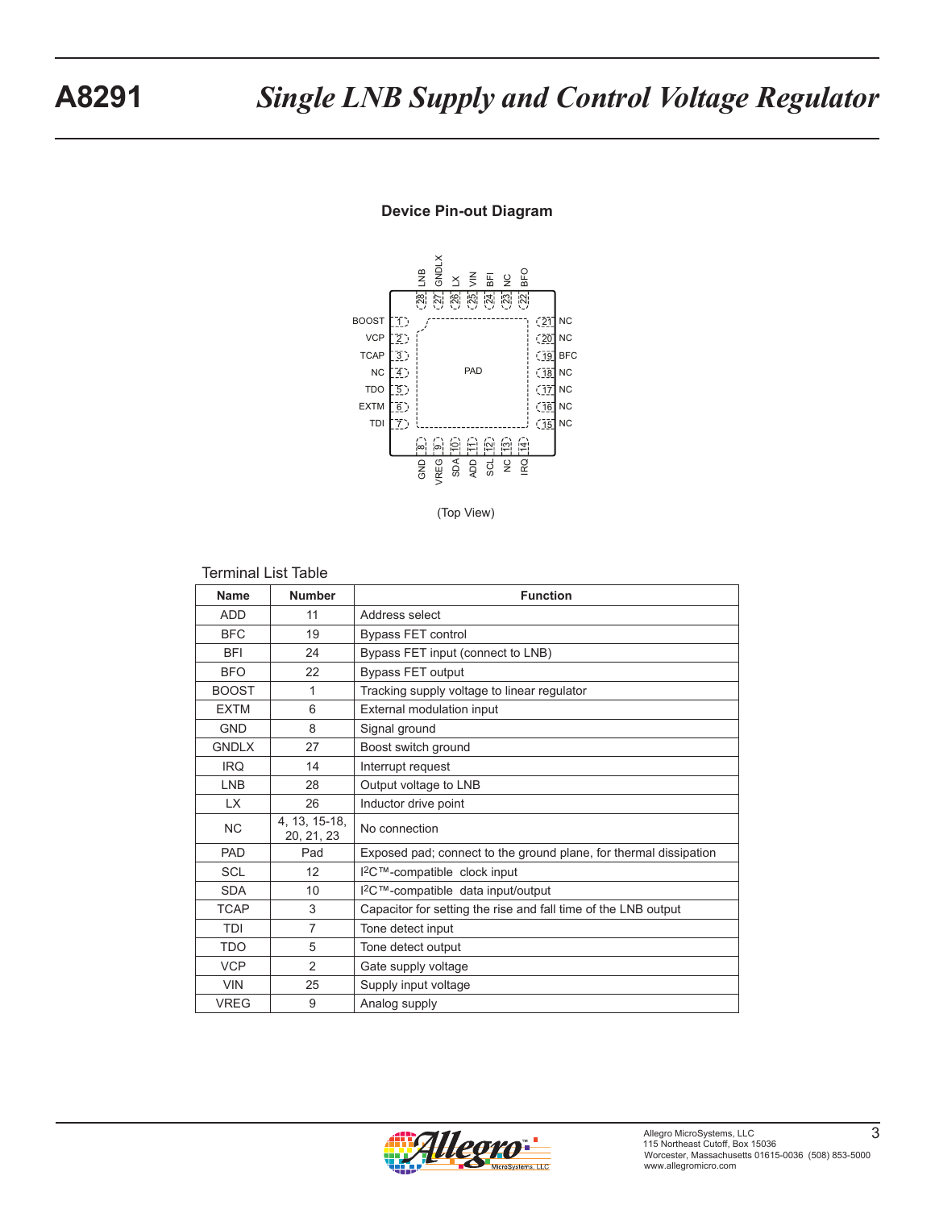## Device Pin-out Diagram

(Top View)

Terminal List Table

| Name | Number | Function |
| --- | --- | --- |
| ADD | 11 | Address select |
| BFC | 19 | Bypass FET control |
| BFI | 24 | Bypass FET input (connect to LNB) |
| BFO | 22 | Bypass FET output |
| BOOST | 1 | Tracking supply voltage to linear regulator |
| EXTM | 6 | External modulation input |
| GND | 8 | Signal ground |
| GNDLX | 27 | Boost switch ground |
| IRQ | 14 | Interrupt request |
| LNB | 28 | Output voltage to LNB |
| LX | 26 | Inductor drive point |
| NC | 4, 13, 15-18, 20, 21, 23 | No connection |
| PAD | Pad | Exposed pad; connect to the ground plane, for thermal dissipation |
| SCL | 12 | I2C™-compatible clock input |
| SDA | 10 | I2C™-compatible data input/output |
| TCAP | 3 | Capacitor for setting the rise and fall time of the LNB output |
| TDI | 7 | Tone detect input |
| TDO | 5 | Tone detect output |
| VCP | 2 | Gate supply voltage |
| VIN | 25 | Supply input voltage |
| VREG | 9 | Analog supply |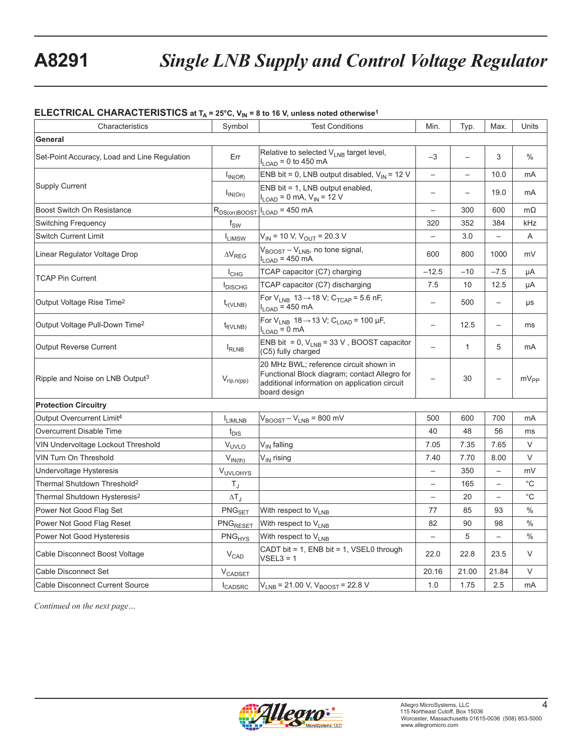**ELECTRICAL CHARACTERISTICS at $T_A$ = 25°C, $V_{IN}$ = 8 to 16 V, unless noted otherwise[1]**

| Characteristics | Symbol | Test Conditions | Min. | Typ. | Max. | Units |
|---|---|---|---|---|---|---|
| **General** | | | | | | |
| Set-Point Accuracy, Load and Line Regulation | Err | Relative to selected $V_{LNB}$ target level, $I_{LOAD}$ = 0 to 450 mA | –3 | – | 3 | % |
| Supply Current | $I_{IN(Off)}$ | ENB bit = 0, LNB output disabled, $V_{IN}$ = 12 V | – | – | 10.0 | mA |
| | $I_{IN(On)}$ | ENB bit = 1, LNB output enabled, $I_{LOAD}$ = 0 mA, $V_{IN}$ = 12 V | – | – | 19.0 | mA |
| Boost Switch On Resistance | $R_{DS(on)BOOST}$ | $I_{LOAD}$ = 450 mA | – | 300 | 600 | mΩ |
| Switching Frequency | $f_{SW}$ | | 320 | 352 | 384 | kHz |
| Switch Current Limit | $I_{LIMSW}$ | $V_{IN}$ = 10 V, $V_{OUT}$ = 20.3 V | – | 3.0 | – | A |
| Linear Regulator Voltage Drop | $\Delta V_{REG}$ | $V_{BOOST} - V_{LNB}$, no tone signal, $I_{LOAD}$ = 450 mA | 600 | 800 | 1000 | mV |
| TCAP Pin Current | $I_{CHG}$ | TCAP capacitor (C7) charging | –12.5 | –10 | –7.5 | μA |
| | $I_{DISCHG}$ | TCAP capacitor (C7) discharging | 7.5 | 10 | 12.5 | μA |
| Output Voltage Rise Time[2] | $t_{r(VLNB)}$ | For $V_{LNB}$ 13→18 V; $C_{TCAP}$ = 5.6 nF, $I_{LOAD}$ = 450 mA | – | 500 | – | μs |
| Output Voltage Pull-Down Time[2] | $t_{f(VLNB)}$ | For $V_{LNB}$ 18→13 V; $C_{LOAD}$ = 100 μF, $I_{LOAD}$ = 0 mA | – | 12.5 | – | ms |
| Output Reverse Current | $I_{RLNB}$ | ENB bit = 0, $V_{LNB}$ = 33 V , BOOST capacitor (C5) fully charged | – | 1 | 5 | mA |
| Ripple and Noise on LNB Output[3] | $V_{rip,n(pp)}$ | 20 MHz BWL; reference circuit shown in Functional Block diagram; contact Allegro for additional information on application circuit board design | – | 30 | – | $mV_{PP}$ |
| **Protection Circuitry** | | | | | | |
| Output Overcurrent Limit[4] | $I_{LIMLNB}$ | $V_{BOOST} - V_{LNB}$ = 800 mV | 500 | 600 | 700 | mA |
| Overcurrent Disable Time | $t_{DIS}$ | | 40 | 48 | 56 | ms |
| VIN Undervoltage Lockout Threshold | $V_{UVLO}$ | $V_{IN}$ falling | 7.05 | 7.35 | 7.65 | V |
| VIN Turn On Threshold | $V_{IN(th)}$ | $V_{IN}$ rising | 7.40 | 7.70 | 8.00 | V |
| Undervoltage Hysteresis | $V_{UVLOHYS}$ | | – | 350 | – | mV |
| Thermal Shutdown Threshold[2] | $T_J$ | | – | 165 | – | °C |
| Thermal Shutdown Hysteresis[2] | $\Delta T_J$ | | – | 20 | – | °C |
| Power Not Good Flag Set | $PNG_{SET}$ | With respect to $V_{LNB}$ | 77 | 85 | 93 | % |
| Power Not Good Flag Reset | $PNG_{RESET}$ | With respect to $V_{LNB}$ | 82 | 90 | 98 | % |
| Power Not Good Hysteresis | $PNG_{HYS}$ | With respect to $V_{LNB}$ | – | 5 | – | % |
| Cable Disconnect Boost Voltage | $V_{CAD}$ | CADT bit = 1, ENB bit = 1, VSEL0 through VSEL3 = 1 | 22.0 | 22.8 | 23.5 | V |
| Cable Disconnect Set | $V_{CADSET}$ | | 20.16 | 21.00 | 21.84 | V |
| Cable Disconnect Current Source | $I_{CADSRC}$ | $V_{LNB}$ = 21.00 V, $V_{BOOST}$ = 22.8 V | 1.0 | 1.75 | 2.5 | mA |

*Continued on the next page…*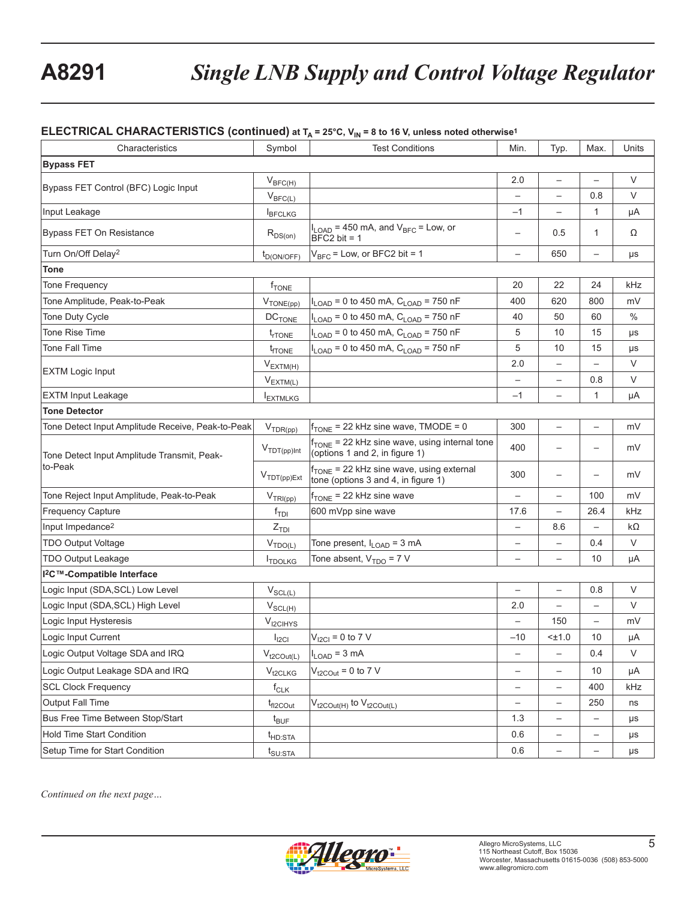## ELECTRICAL CHARACTERISTICS (continued) at $T_A$ = 25°C, $V_{IN}$ = 8 to 16 V, unless noted otherwise[1]

| Characteristics | Symbol | Test Conditions | Min. | Typ. | Max. | Units |
|---|---|---|---|---|---|---|
| **Bypass FET** | | | | | | |
| Bypass FET Control (BFC) Logic Input | $V_{BFC(H)}$ | | 2.0 | – | – | V |
| | $V_{BFC(L)}$ | | – | – | 0.8 | V |
| Input Leakage | $I_{BFCLKG}$ | | –1 | – | 1 | µA |
| Bypass FET On Resistance | $R_{DS(on)}$ | $I_{LOAD}$ = 450 mA, and $V_{BFC}$ = Low, or BFC2 bit = 1 | – | 0.5 | 1 | Ω |
| Turn On/Off Delay[2] | $t_{D(ON/OFF)}$ | $V_{BFC}$ = Low, or BFC2 bit = 1 | – | 650 | – | µs |
| **Tone** | | | | | | |
| Tone Frequency | $f_{TONE}$ | | 20 | 22 | 24 | kHz |
| Tone Amplitude, Peak-to-Peak | $V_{TONE(pp)}$ | $I_{LOAD}$ = 0 to 450 mA, $C_{LOAD}$ = 750 nF | 400 | 620 | 800 | mV |
| Tone Duty Cycle | $DC_{TONE}$ | $I_{LOAD}$ = 0 to 450 mA, $C_{LOAD}$ = 750 nF | 40 | 50 | 60 | % |
| Tone Rise Time | $t_{rTONE}$ | $I_{LOAD}$ = 0 to 450 mA, $C_{LOAD}$ = 750 nF | 5 | 10 | 15 | µs |
| Tone Fall Time | $t_{fTONE}$ | $I_{LOAD}$ = 0 to 450 mA, $C_{LOAD}$ = 750 nF | 5 | 10 | 15 | µs |
| EXTM Logic Input | $V_{EXTM(H)}$ | | 2.0 | – | – | V |
| | $V_{EXTM(L)}$ | | – | – | 0.8 | V |
| EXTM Input Leakage | $I_{EXTMLKG}$ | | –1 | – | 1 | µA |
| **Tone Detector** | | | | | | |
| Tone Detect Input Amplitude Receive, Peak-to-Peak | $V_{TDR(pp)}$ | $f_{TONE}$ = 22 kHz sine wave, TMODE = 0 | 300 | – | – | mV |
| Tone Detect Input Amplitude Transmit, Peak-to-Peak | $V_{TDT(pp)Int}$ | $f_{TONE}$ = 22 kHz sine wave, using internal tone (options 1 and 2, in figure 1) | 400 | – | – | mV |
| | $V_{TDT(pp)Ext}$ | $f_{TONE}$ = 22 kHz sine wave, using external tone (options 3 and 4, in figure 1) | 300 | – | – | mV |
| Tone Reject Input Amplitude, Peak-to-Peak | $V_{TRI(pp)}$ | $f_{TONE}$ = 22 kHz sine wave | – | – | 100 | mV |
| Frequency Capture | $f_{TDI}$ | 600 mVpp sine wave | 17.6 | – | 26.4 | kHz |
| Input Impedance[2] | $Z_{TDI}$ | | – | 8.6 | – | kΩ |
| TDO Output Voltage | $V_{TDO(L)}$ | Tone present, $I_{LOAD}$ = 3 mA | – | – | 0.4 | V |
| TDO Output Leakage | $I_{TDOLKG}$ | Tone absent, $V_{TDO}$ = 7 V | – | – | 10 | µA |
| **I²C™-Compatible Interface** | | | | | | |
| Logic Input (SDA,SCL) Low Level | $V_{SCL(L)}$ | | – | – | 0.8 | V |
| Logic Input (SDA,SCL) High Level | $V_{SCL(H)}$ | | 2.0 | – | – | V |
| Logic Input Hysteresis | $V_{I2CIHYS}$ | | – | 150 | – | mV |
| Logic Input Current | $I_{I2CI}$ | $V_{I2CI}$ = 0 to 7 V | –10 | <±1.0 | 10 | µA |
| Logic Output Voltage SDA and IRQ | $V_{t2COut(L)}$ | $I_{LOAD}$ = 3 mA | – | – | 0.4 | V |
| Logic Output Leakage SDA and IRQ | $V_{t2CLKG}$ | $V_{t2COut}$ = 0 to 7 V | – | – | 10 | µA |
| SCL Clock Frequency | $f_{CLK}$ | | – | – | 400 | kHz |
| Output Fall Time | $t_{fI2COut}$ | $V_{t2COut(H)}$ to $V_{t2COut(L)}$ | – | – | 250 | ns |
| Bus Free Time Between Stop/Start | $t_{BUF}$ | | 1.3 | – | – | µs |
| Hold Time Start Condition | $t_{HD:STA}$ | | 0.6 | – | – | µs |
| Setup Time for Start Condition | $t_{SU:STA}$ | | 0.6 | – | – | µs |

*Continued on the next page…*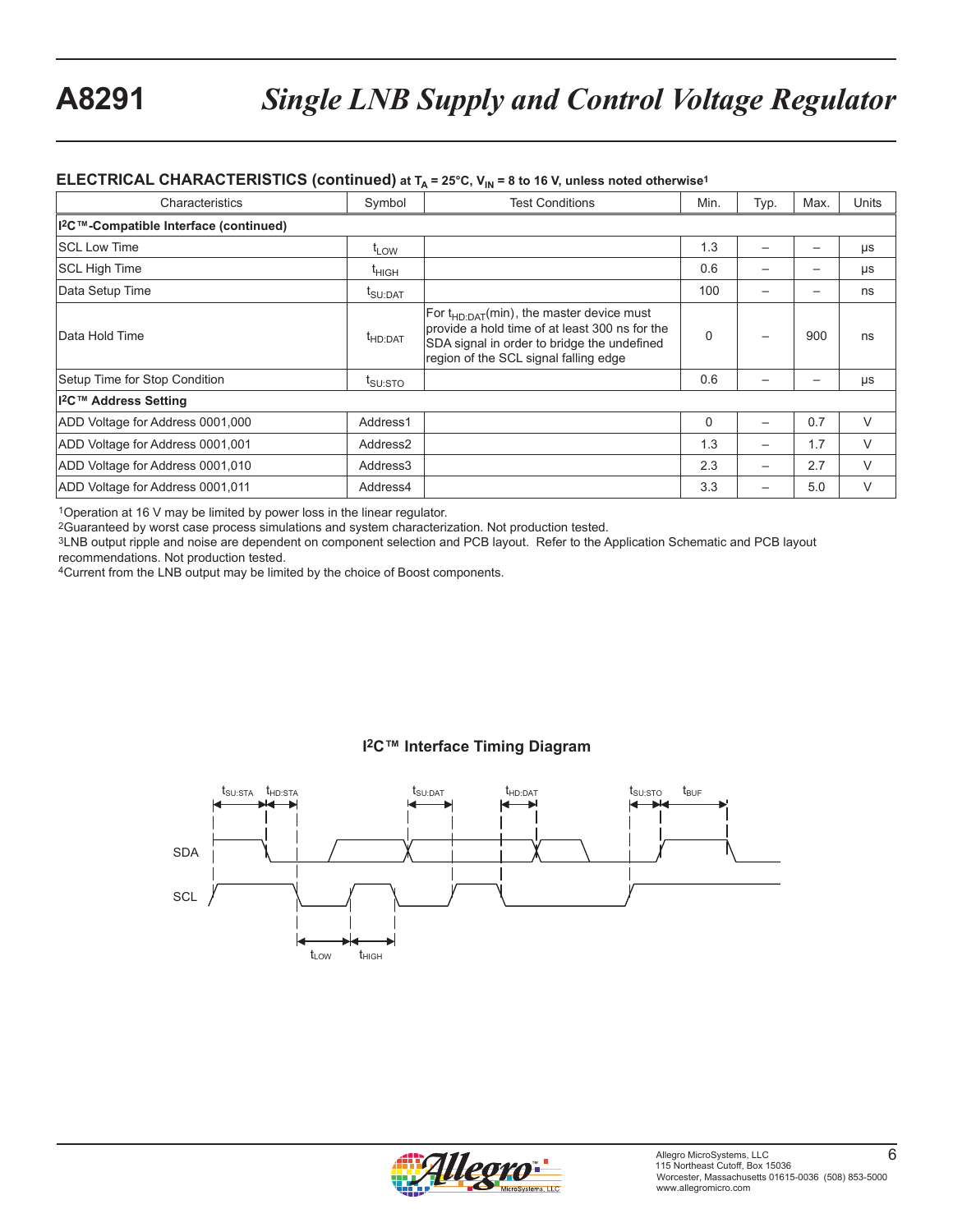## ELECTRICAL CHARACTERISTICS (continued) at $T_A$ = 25°C, $V_{IN}$ = 8 to 16 V, unless noted otherwise[1]

| Characteristics | Symbol | Test Conditions | Min. | Typ. | Max. | Units |
|---|---|---|---|---|---|---|
| **I²C™-Compatible Interface (continued)** | | | | | | |
| SCL Low Time | $t_{LOW}$ | | 1.3 | – | – | μs |
| SCL High Time | $t_{HIGH}$ | | 0.6 | – | – | μs |
| Data Setup Time | $t_{SU:DAT}$ | | 100 | – | – | ns |
| Data Hold Time | $t_{HD:DAT}$ | For $t_{HD:DAT}$(min), the master device must provide a hold time of at least 300 ns for the SDA signal in order to bridge the undefined region of the SCL signal falling edge | 0 | – | 900 | ns |
| Setup Time for Stop Condition | $t_{SU:STO}$ | | 0.6 | – | – | μs |
| **I²C™ Address Setting** | | | | | | |
| ADD Voltage for Address 0001,000 | Address1 | | 0 | – | 0.7 | V |
| ADD Voltage for Address 0001,001 | Address2 | | 1.3 | – | 1.7 | V |
| ADD Voltage for Address 0001,010 | Address3 | | 2.3 | – | 2.7 | V |
| ADD Voltage for Address 0001,011 | Address4 | | 3.3 | – | 5.0 | V |

[1]Operation at 16 V may be limited by power loss in the linear regulator.
[2]Guaranteed by worst case process simulations and system characterization. Not production tested.
[3]LNB output ripple and noise are dependent on component selection and PCB layout. Refer to the Application Schematic and PCB layout recommendations. Not production tested.
[4]Current from the LNB output may be limited by the choice of Boost components.

**I²C™ Interface Timing Diagram**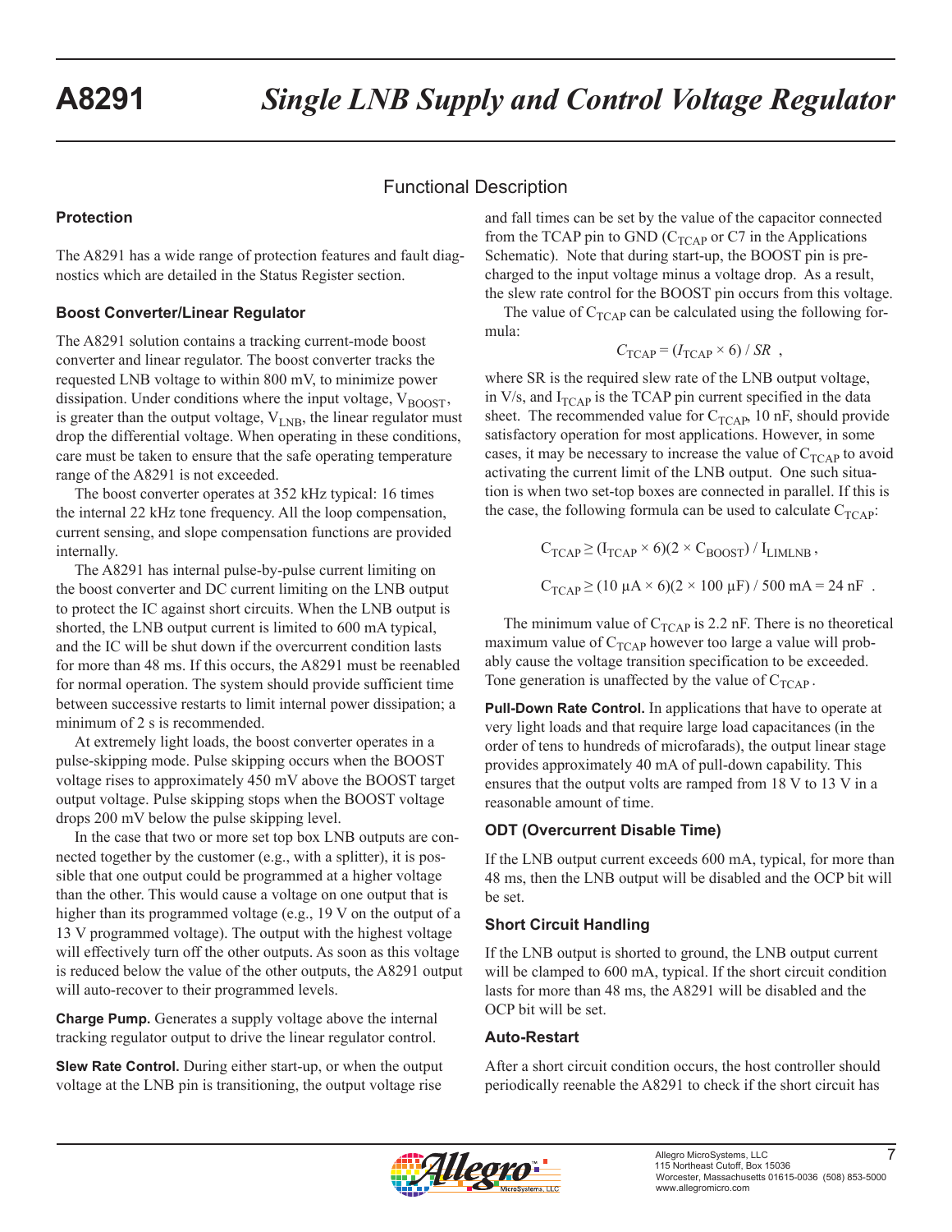## Functional Description

### Protection

The A8291 has a wide range of protection features and fault diagnostics which are detailed in the Status Register section.

### Boost Converter/Linear Regulator

The A8291 solution contains a tracking current-mode boost converter and linear regulator. The boost converter tracks the requested LNB voltage to within 800 mV, to minimize power dissipation. Under conditions where the input voltage, $V_{BOOST}$, is greater than the output voltage, $V_{LNB}$, the linear regulator must drop the differential voltage. When operating in these conditions, care must be taken to ensure that the safe operating temperature range of the A8291 is not exceeded.

The boost converter operates at 352 kHz typical: 16 times the internal 22 kHz tone frequency. All the loop compensation, current sensing, and slope compensation functions are provided internally.

The A8291 has internal pulse-by-pulse current limiting on the boost converter and DC current limiting on the LNB output to protect the IC against short circuits. When the LNB output is shorted, the LNB output current is limited to 600 mA typical, and the IC will be shut down if the overcurrent condition lasts for more than 48 ms. If this occurs, the A8291 must be reenabled for normal operation. The system should provide sufficient time between successive restarts to limit internal power dissipation; a minimum of 2 s is recommended.

At extremely light loads, the boost converter operates in a pulse-skipping mode. Pulse skipping occurs when the BOOST voltage rises to approximately 450 mV above the BOOST target output voltage. Pulse skipping stops when the BOOST voltage drops 200 mV below the pulse skipping level.

In the case that two or more set top box LNB outputs are connected together by the customer (e.g., with a splitter), it is possible that one output could be programmed at a higher voltage than the other. This would cause a voltage on one output that is higher than its programmed voltage (e.g., 19 V on the output of a 13 V programmed voltage). The output with the highest voltage will effectively turn off the other outputs. As soon as this voltage is reduced below the value of the other outputs, the A8291 output will auto-recover to their programmed levels.

**Charge Pump.** Generates a supply voltage above the internal tracking regulator output to drive the linear regulator control.

**Slew Rate Control.** During either start-up, or when the output voltage at the LNB pin is transitioning, the output voltage rise and fall times can be set by the value of the capacitor connected from the TCAP pin to GND ($C_{TCAP}$ or C7 in the Applications Schematic). Note that during start-up, the BOOST pin is precharged to the input voltage minus a voltage drop. As a result, the slew rate control for the BOOST pin occurs from this voltage.

The value of $C_{TCAP}$ can be calculated using the following formula:

$$C_{TCAP} = (I_{TCAP} \times 6) / SR \ ,$$

where SR is the required slew rate of the LNB output voltage, in V/s, and $I_{TCAP}$ is the TCAP pin current specified in the data sheet. The recommended value for $C_{TCAP}$, 10 nF, should provide satisfactory operation for most applications. However, in some cases, it may be necessary to increase the value of $C_{TCAP}$ to avoid activating the current limit of the LNB output. One such situation is when two set-top boxes are connected in parallel. If this is the case, the following formula can be used to calculate $C_{TCAP}$:

$$C_{TCAP} \geq (I_{TCAP} \times 6)(2 \times C_{BOOST}) / I_{LIMLNB} \ ,$$

$$C_{TCAP} \geq (10 \ \mu A \times 6)(2 \times 100 \ \mu F) / 500 \ mA = 24 \ nF \ .$$

The minimum value of $C_{TCAP}$ is 2.2 nF. There is no theoretical maximum value of $C_{TCAP}$ however too large a value will probably cause the voltage transition specification to be exceeded. Tone generation is unaffected by the value of $C_{TCAP}$.

**Pull-Down Rate Control.** In applications that have to operate at very light loads and that require large load capacitances (in the order of tens to hundreds of microfarads), the output linear stage provides approximately 40 mA of pull-down capability. This ensures that the output volts are ramped from 18 V to 13 V in a reasonable amount of time.

### ODT (Overcurrent Disable Time)

If the LNB output current exceeds 600 mA, typical, for more than 48 ms, then the LNB output will be disabled and the OCP bit will be set.

### Short Circuit Handling

If the LNB output is shorted to ground, the LNB output current will be clamped to 600 mA, typical. If the short circuit condition lasts for more than 48 ms, the A8291 will be disabled and the OCP bit will be set.

### Auto-Restart

After a short circuit condition occurs, the host controller should periodically reenable the A8291 to check if the short circuit has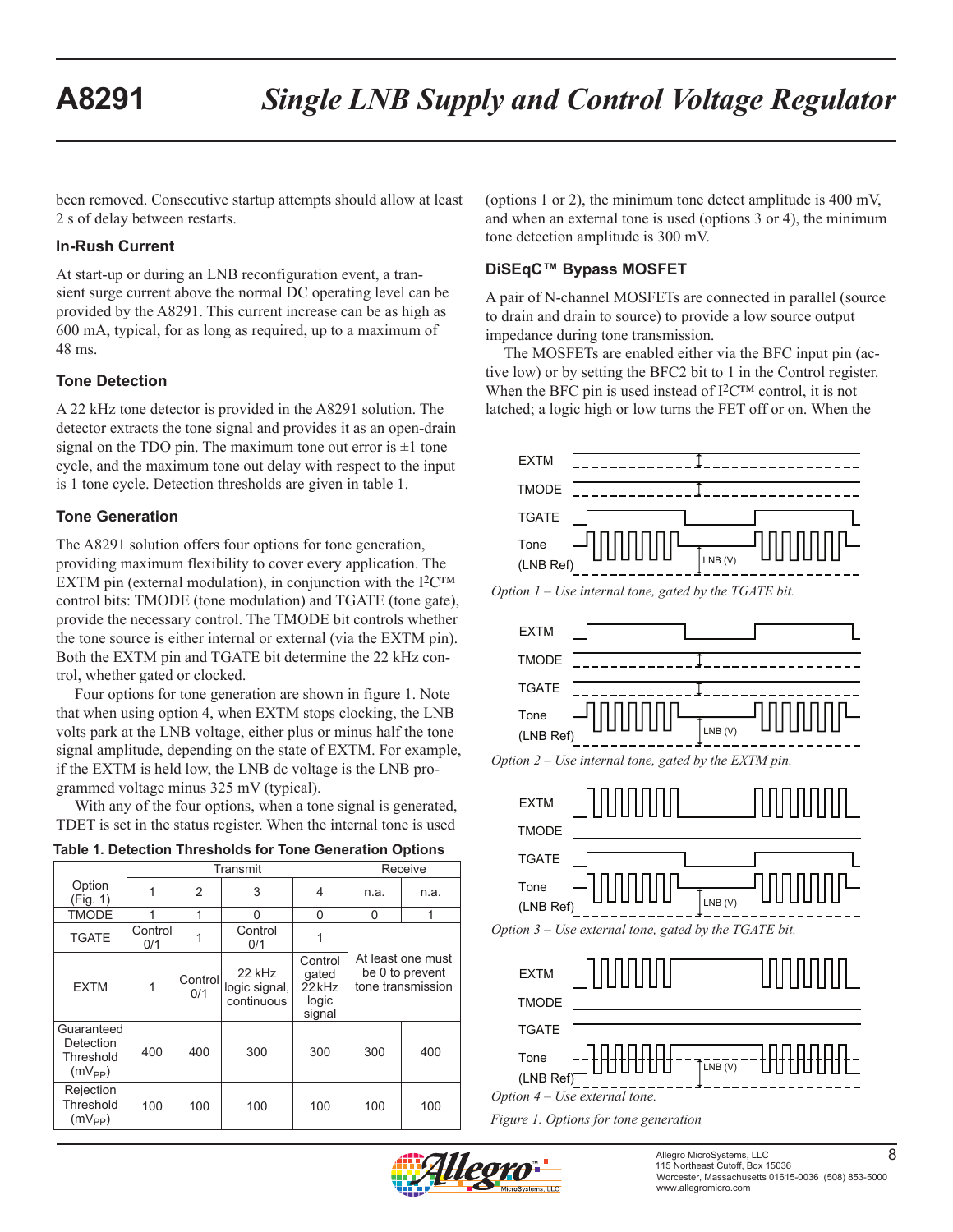been removed. Consecutive startup attempts should allow at least 2 s of delay between restarts.

### In-Rush Current

At start-up or during an LNB reconfiguration event, a transient surge current above the normal DC operating level can be provided by the A8291. This current increase can be as high as 600 mA, typical, for as long as required, up to a maximum of 48 ms.

### Tone Detection

A 22 kHz tone detector is provided in the A8291 solution. The detector extracts the tone signal and provides it as an open-drain signal on the TDO pin. The maximum tone out error is ±1 tone cycle, and the maximum tone out delay with respect to the input is 1 tone cycle. Detection thresholds are given in table 1.

### Tone Generation

The A8291 solution offers four options for tone generation, providing maximum flexibility to cover every application. The EXTM pin (external modulation), in conjunction with the I²C™ control bits: TMODE (tone modulation) and TGATE (tone gate), provide the necessary control. The TMODE bit controls whether the tone source is either internal or external (via the EXTM pin). Both the EXTM pin and TGATE bit determine the 22 kHz control, whether gated or clocked.

Four options for tone generation are shown in figure 1. Note that when using option 4, when EXTM stops clocking, the LNB volts park at the LNB voltage, either plus or minus half the tone signal amplitude, depending on the state of EXTM. For example, if the EXTM is held low, the LNB dc voltage is the LNB programmed voltage minus 325 mV (typical).

With any of the four options, when a tone signal is generated, TDET is set in the status register. When the internal tone is used (options 1 or 2), the minimum tone detect amplitude is 400 mV, and when an external tone is used (options 3 or 4), the minimum tone detection amplitude is 300 mV.

**Table 1. Detection Thresholds for Tone Generation Options**

| | Transmit | | | | Receive | |
|---|---|---|---|---|---|---|
| Option (Fig. 1) | 1 | 2 | 3 | 4 | n.a. | n.a. |
| TMODE | 1 | 1 | 0 | 0 | 0 | 1 |
| TGATE | Control 0/1 | 1 | Control 0/1 | 1 | At least one must be 0 to prevent tone transmission | |
| EXTM | 1 | Control 0/1 | 22 kHz logic signal, continuous | Control gated 22 kHz logic signal | | |
| Guaranteed Detection Threshold ($mV_{PP}$) | 400 | 400 | 300 | 300 | 300 | 400 |
| Rejection Threshold ($mV_{PP}$) | 100 | 100 | 100 | 100 | 100 | 100 |

### DiSEqC™ Bypass MOSFET

A pair of N-channel MOSFETs are connected in parallel (source to drain and drain to source) to provide a low source output impedance during tone transmission.

The MOSFETs are enabled either via the BFC input pin (active low) or by setting the BFC2 bit to 1 in the Control register. When the BFC pin is used instead of I²C™ control, it is not latched; a logic high or low turns the FET off or on. When the

*Option 1 – Use internal tone, gated by the TGATE bit.*

*Option 2 – Use internal tone, gated by the EXTM pin.*

*Option 3 – Use external tone, gated by the TGATE bit.*

*Option 4 – Use external tone.*

*Figure 1. Options for tone generation*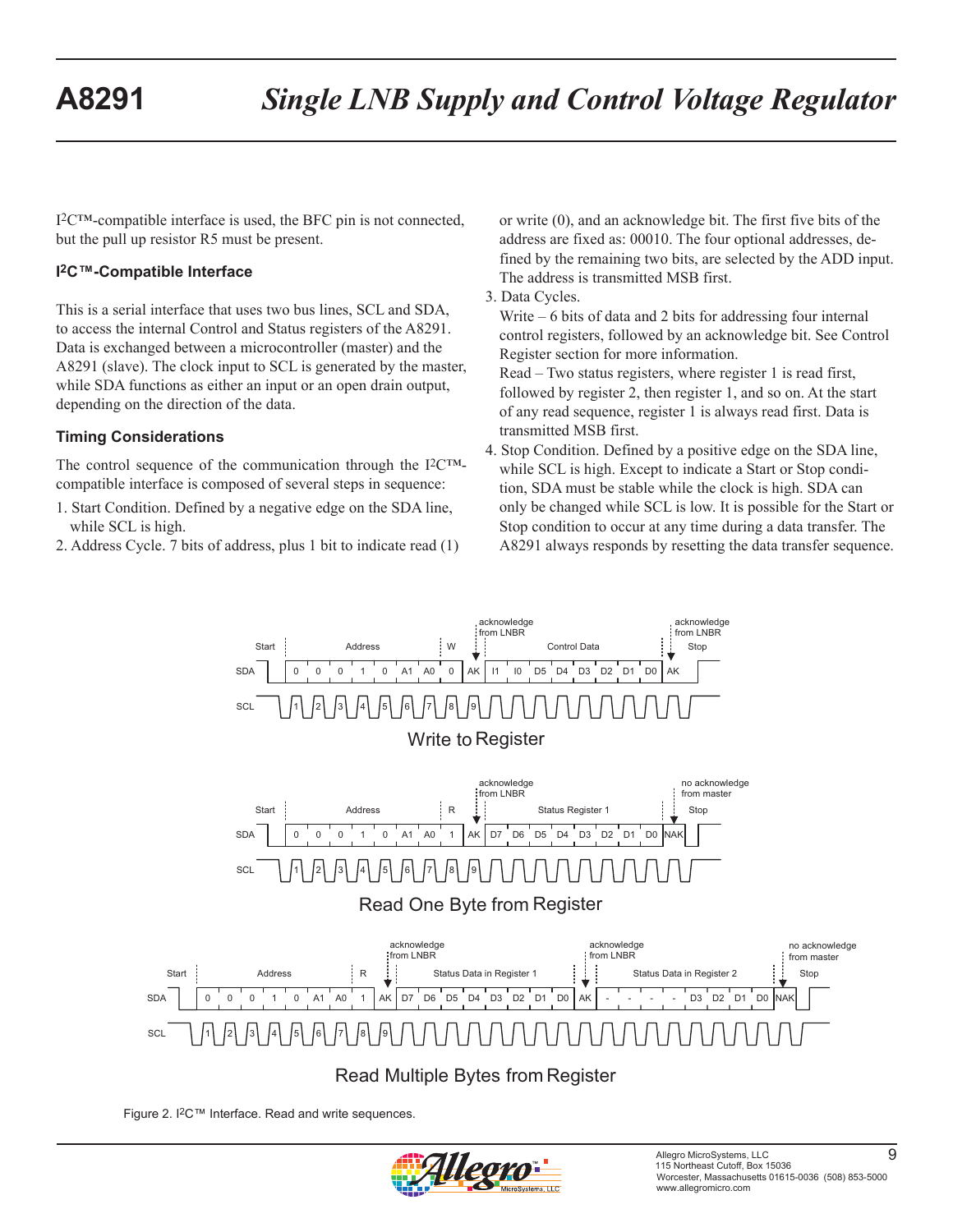I²C™-compatible interface is used, the BFC pin is not connected, but the pull up resistor R5 must be present.

### I²C™-Compatible Interface

This is a serial interface that uses two bus lines, SCL and SDA, to access the internal Control and Status registers of the A8291. Data is exchanged between a microcontroller (master) and the A8291 (slave). The clock input to SCL is generated by the master, while SDA functions as either an input or an open drain output, depending on the direction of the data.

### Timing Considerations

The control sequence of the communication through the I²C™-compatible interface is composed of several steps in sequence:

1. Start Condition. Defined by a negative edge on the SDA line, while SCL is high.
2. Address Cycle. 7 bits of address, plus 1 bit to indicate read (1) or write (0), and an acknowledge bit. The first five bits of the address are fixed as: 00010. The four optional addresses, defined by the remaining two bits, are selected by the ADD input. The address is transmitted MSB first.
3. Data Cycles.
   Write – 6 bits of data and 2 bits for addressing four internal control registers, followed by an acknowledge bit. See Control Register section for more information.
   Read – Two status registers, where register 1 is read first, followed by register 2, then register 1, and so on. At the start of any read sequence, register 1 is always read first. Data is transmitted MSB first.
4. Stop Condition. Defined by a positive edge on the SDA line, while SCL is high. Except to indicate a Start or Stop condition, SDA must be stable while the clock is high. SDA can only be changed while SCL is low. It is possible for the Start or Stop condition to occur at any time during a data transfer. The A8291 always responds by resetting the data transfer sequence.

Figure 2. I²C™ Interface. Read and write sequences.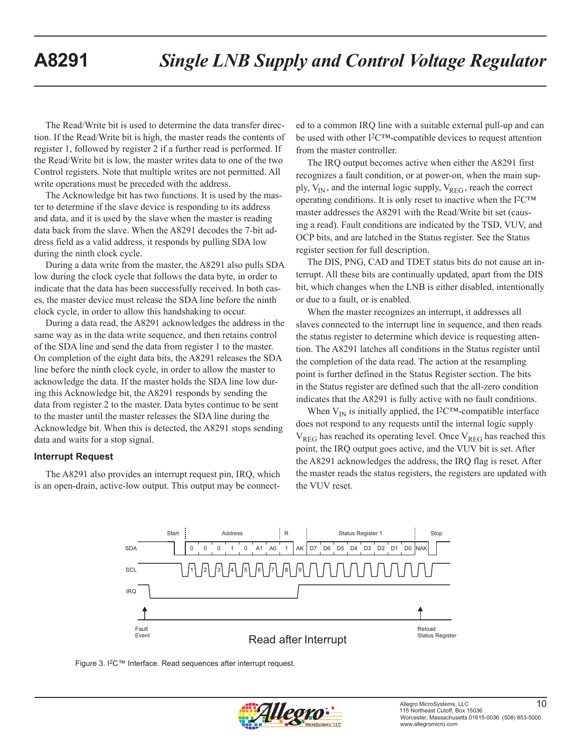The Read/Write bit is used to determine the data transfer direction. If the Read/Write bit is high, the master reads the contents of register 1, followed by register 2 if a further read is performed. If the Read/Write bit is low, the master writes data to one of the two Control registers. Note that multiple writes are not permitted. All write operations must be preceded with the address.

The Acknowledge bit has two functions. It is used by the master to determine if the slave device is responding to its address and data, and it is used by the slave when the master is reading data back from the slave. When the A8291 decodes the 7-bit address field as a valid address, it responds by pulling SDA low during the ninth clock cycle.

During a data write from the master, the A8291 also pulls SDA low during the clock cycle that follows the data byte, in order to indicate that the data has been successfully received. In both cases, the master device must release the SDA line before the ninth clock cycle, in order to allow this handshaking to occur.

During a data read, the A8291 acknowledges the address in the same way as in the data write sequence, and then retains control of the SDA line and send the data from register 1 to the master. On completion of the eight data bits, the A8291 releases the SDA line before the ninth clock cycle, in order to allow the master to acknowledge the data. If the master holds the SDA line low during this Acknowledge bit, the A8291 responds by sending the data from register 2 to the master. Data bytes continue to be sent to the master until the master releases the SDA line during the Acknowledge bit. When this is detected, the A8291 stops sending data and waits for a stop signal.

### Interrupt Request

The A8291 also provides an interrupt request pin, IRQ, which is an open-drain, active-low output. This output may be connected to a common IRQ line with a suitable external pull-up and can be used with other I2C™-compatible devices to request attention from the master controller.

The IRQ output becomes active when either the A8291 first recognizes a fault condition, or at power-on, when the main supply, $V_{IN}$, and the internal logic supply, $V_{REG}$, reach the correct operating conditions. It is only reset to inactive when the I2C™ master addresses the A8291 with the Read/Write bit set (causing a read). Fault conditions are indicated by the TSD, VUV, and OCP bits, and are latched in the Status register. See the Status register section for full description.

The DIS, PNG, CAD and TDET status bits do not cause an interrupt. All these bits are continually updated, apart from the DIS bit, which changes when the LNB is either disabled, intentionally or due to a fault, or is enabled.

When the master recognizes an interrupt, it addresses all slaves connected to the interrupt line in sequence, and then reads the status register to determine which device is requesting attention. The A8291 latches all conditions in the Status register until the completion of the data read. The action at the resampling point is further defined in the Status Register section. The bits in the Status register are defined such that the all-zero condition indicates that the A8291 is fully active with no fault conditions.

When $V_{IN}$ is initially applied, the I2C™-compatible interface does not respond to any requests until the internal logic supply $V_{REG}$ has reached its operating level. Once $V_{REG}$ has reached this point, the IRQ output goes active, and the VUV bit is set. After the A8291 acknowledges the address, the IRQ flag is reset. After the master reads the status registers, the registers are updated with the VUV reset.

Figure 3. I2C™ Interface. Read sequences after interrupt request.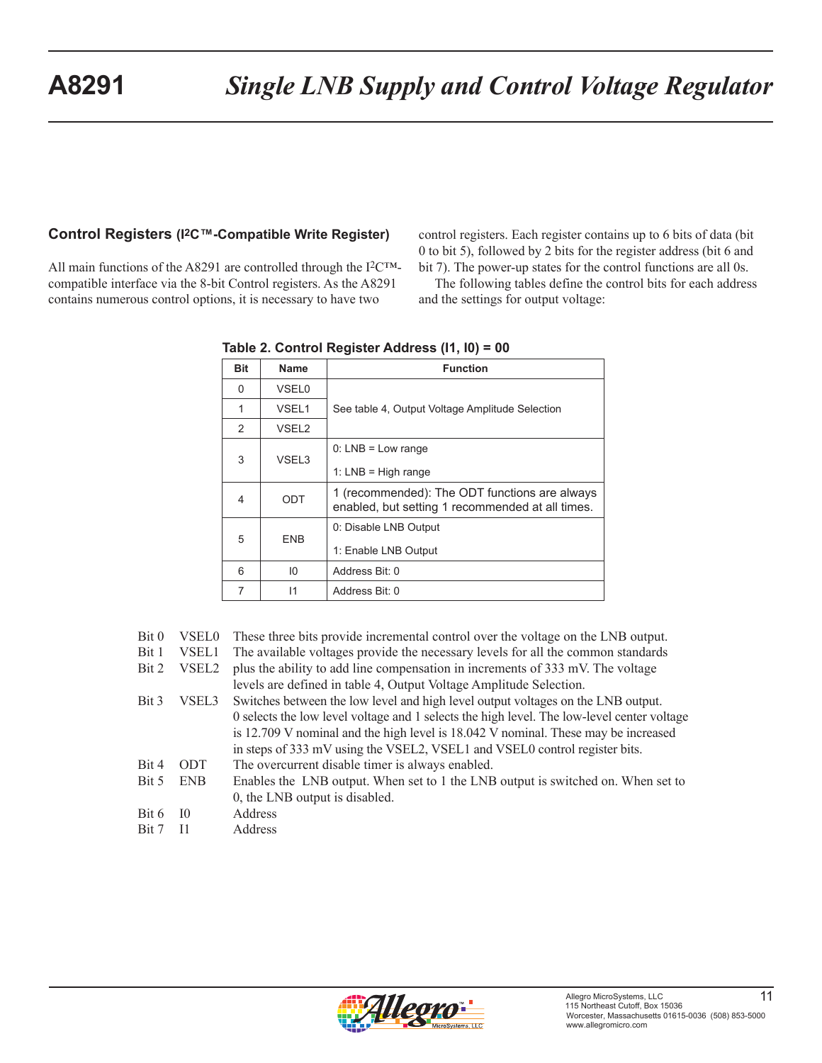## Control Registers (I²C™-Compatible Write Register)

All main functions of the A8291 are controlled through the I²C™-compatible interface via the 8-bit Control registers. As the A8291 contains numerous control options, it is necessary to have two control registers. Each register contains up to 6 bits of data (bit 0 to bit 5), followed by 2 bits for the register address (bit 6 and bit 7). The power-up states for the control functions are all 0s.

The following tables define the control bits for each address and the settings for output voltage:

**Table 2. Control Register Address (I1, I0) = 00**

| Bit | Name | Function |
|---|---|---|
| 0 | VSEL0 | See table 4, Output Voltage Amplitude Selection |
| 1 | VSEL1 | |
| 2 | VSEL2 | |
| 3 | VSEL3 | 0: LNB = Low range<br>1: LNB = High range |
| 4 | ODT | 1 (recommended): The ODT functions are always enabled, but setting 1 recommended at all times. |
| 5 | ENB | 0: Disable LNB Output<br>1: Enable LNB Output |
| 6 | I0 | Address Bit: 0 |
| 7 | I1 | Address Bit: 0 |

| | | |
|---|---|---|
| Bit 0 | VSEL0 | These three bits provide incremental control over the voltage on the LNB output. |
| Bit 1 | VSEL1 | The available voltages provide the necessary levels for all the common standards |
| Bit 2 | VSEL2 | plus the ability to add line compensation in increments of 333 mV. The voltage levels are defined in table 4, Output Voltage Amplitude Selection. |
| Bit 3 | VSEL3 | Switches between the low level and high level output voltages on the LNB output. 0 selects the low level voltage and 1 selects the high level. The low-level center voltage is 12.709 V nominal and the high level is 18.042 V nominal. These may be increased in steps of 333 mV using the VSEL2, VSEL1 and VSEL0 control register bits. |
| Bit 4 | ODT | The overcurrent disable timer is always enabled. |
| Bit 5 | ENB | Enables the LNB output. When set to 1 the LNB output is switched on. When set to 0, the LNB output is disabled. |
| Bit 6 | I0 | Address |
| Bit 7 | I1 | Address |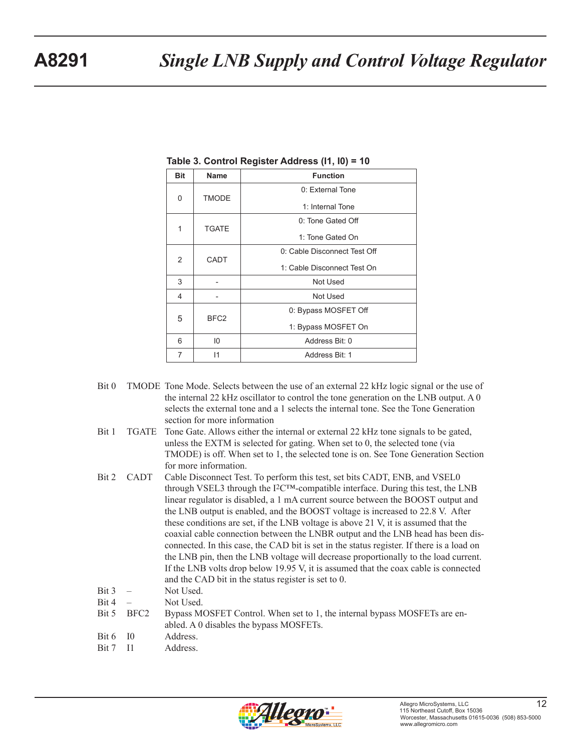**Table 3. Control Register Address (I1, I0) = 10**

| Bit | Name | Function |
|---|---|---|
| 0 | TMODE | 0: External Tone<br>1: Internal Tone |
| 1 | TGATE | 0: Tone Gated Off<br>1: Tone Gated On |
| 2 | CADT | 0: Cable Disconnect Test Off<br>1: Cable Disconnect Test On |
| 3 | - | Not Used |
| 4 | - | Not Used |
| 5 | BFC2 | 0: Bypass MOSFET Off<br>1: Bypass MOSFET On |
| 6 | I0 | Address Bit: 0 |
| 7 | I1 | Address Bit: 1 |

Bit 0 TMODE Tone Mode. Selects between the use of an external 22 kHz logic signal or the use of the internal 22 kHz oscillator to control the tone generation on the LNB output. A 0 selects the external tone and a 1 selects the internal tone. See the Tone Generation section for more information

Bit 1 TGATE Tone Gate. Allows either the internal or external 22 kHz tone signals to be gated, unless the EXTM is selected for gating. When set to 0, the selected tone (via TMODE) is off. When set to 1, the selected tone is on. See Tone Generation Section for more information.

Bit 2 CADT Cable Disconnect Test. To perform this test, set bits CADT, ENB, and VSEL0 through VSEL3 through the I²C™-compatible interface. During this test, the LNB linear regulator is disabled, a 1 mA current source between the BOOST output and the LNB output is enabled, and the BOOST voltage is increased to 22.8 V. After these conditions are set, if the LNB voltage is above 21 V, it is assumed that the coaxial cable connection between the LNBR output and the LNB head has been disconnected. In this case, the CAD bit is set in the status register. If there is a load on the LNB pin, then the LNB voltage will decrease proportionally to the load current. If the LNB volts drop below 19.95 V, it is assumed that the coax cable is connected and the CAD bit in the status register is set to 0.

Bit 3 – Not Used.

Bit 4 – Not Used.

Bit 5 BFC2 Bypass MOSFET Control. When set to 1, the internal bypass MOSFETs are enabled. A 0 disables the bypass MOSFETs.

Bit 6 I0 Address.

Bit 7 I1 Address.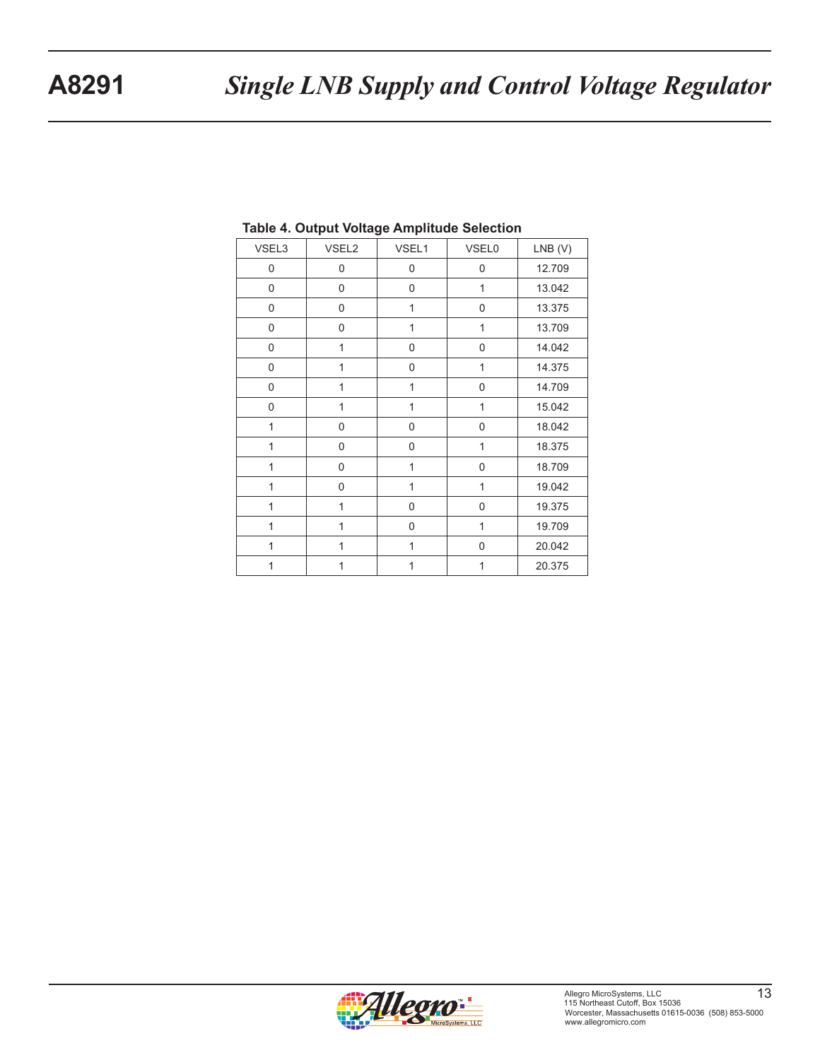**Table 4. Output Voltage Amplitude Selection**

| VSEL3 | VSEL2 | VSEL1 | VSEL0 | LNB (V) |
|---|---|---|---|---|
| 0 | 0 | 0 | 0 | 12.709 |
| 0 | 0 | 0 | 1 | 13.042 |
| 0 | 0 | 1 | 0 | 13.375 |
| 0 | 0 | 1 | 1 | 13.709 |
| 0 | 1 | 0 | 0 | 14.042 |
| 0 | 1 | 0 | 1 | 14.375 |
| 0 | 1 | 1 | 0 | 14.709 |
| 0 | 1 | 1 | 1 | 15.042 |
| 1 | 0 | 0 | 0 | 18.042 |
| 1 | 0 | 0 | 1 | 18.375 |
| 1 | 0 | 1 | 0 | 18.709 |
| 1 | 0 | 1 | 1 | 19.042 |
| 1 | 1 | 0 | 0 | 19.375 |
| 1 | 1 | 0 | 1 | 19.709 |
| 1 | 1 | 1 | 0 | 20.042 |
| 1 | 1 | 1 | 1 | 20.375 |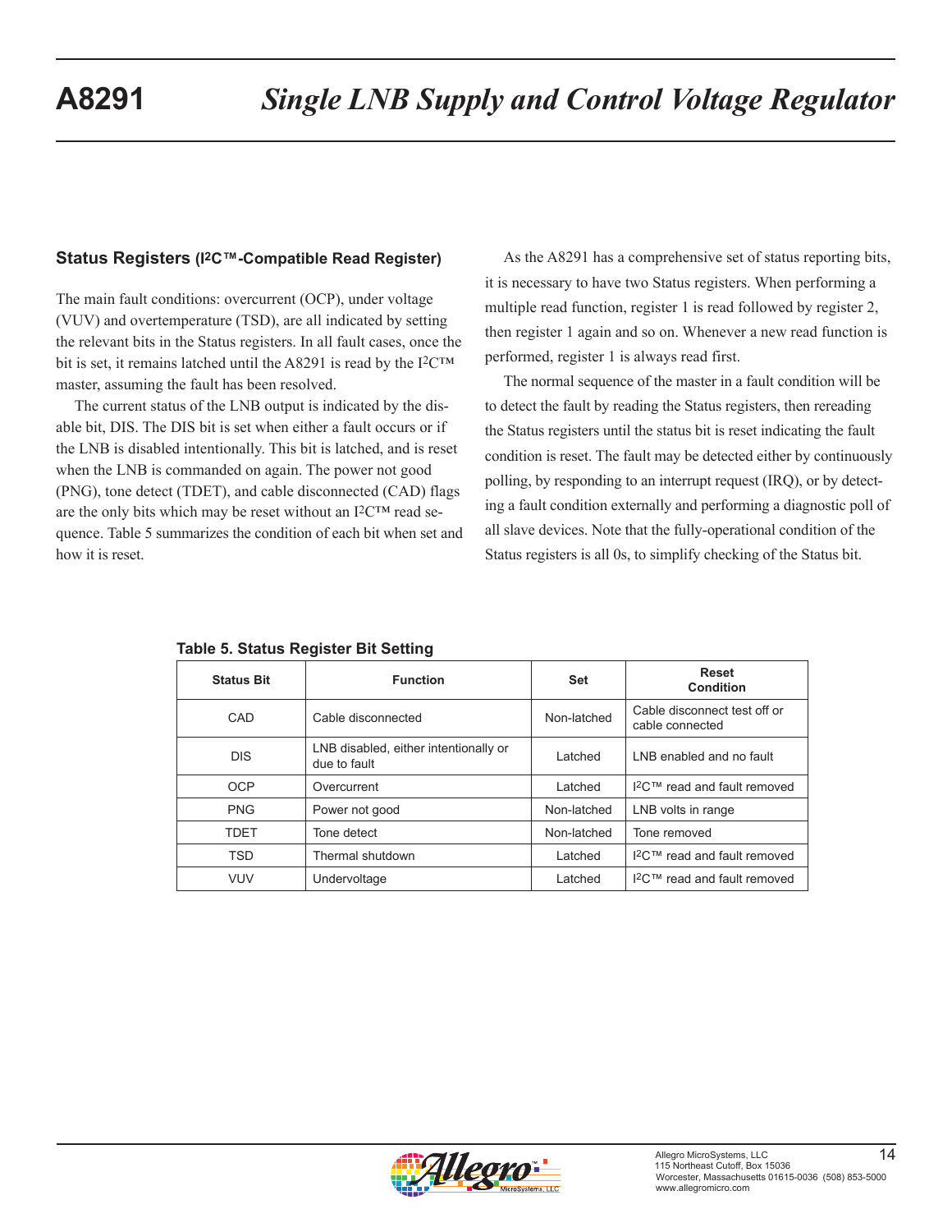### Status Registers (I2C™-Compatible Read Register)

The main fault conditions: overcurrent (OCP), under voltage (VUV) and overtemperature (TSD), are all indicated by setting the relevant bits in the Status registers. In all fault cases, once the bit is set, it remains latched until the A8291 is read by the I2C™ master, assuming the fault has been resolved.

The current status of the LNB output is indicated by the disable bit, DIS. The DIS bit is set when either a fault occurs or if the LNB is disabled intentionally. This bit is latched, and is reset when the LNB is commanded on again. The power not good (PNG), tone detect (TDET), and cable disconnected (CAD) flags are the only bits which may be reset without an I2C™ read sequence. Table 5 summarizes the condition of each bit when set and how it is reset.

As the A8291 has a comprehensive set of status reporting bits, it is necessary to have two Status registers. When performing a multiple read function, register 1 is read followed by register 2, then register 1 again and so on. Whenever a new read function is performed, register 1 is always read first.

The normal sequence of the master in a fault condition will be to detect the fault by reading the Status registers, then rereading the Status registers until the status bit is reset indicating the fault condition is reset. The fault may be detected either by continuously polling, by responding to an interrupt request (IRQ), or by detecting a fault condition externally and performing a diagnostic poll of all slave devices. Note that the fully-operational condition of the Status registers is all 0s, to simplify checking of the Status bit.

**Table 5. Status Register Bit Setting**

| Status Bit | Function | Set | Reset Condition |
|---|---|---|---|
| CAD | Cable disconnected | Non-latched | Cable disconnect test off or cable connected |
| DIS | LNB disabled, either intentionally or due to fault | Latched | LNB enabled and no fault |
| OCP | Overcurrent | Latched | I2C™ read and fault removed |
| PNG | Power not good | Non-latched | LNB volts in range |
| TDET | Tone detect | Non-latched | Tone removed |
| TSD | Thermal shutdown | Latched | I2C™ read and fault removed |
| VUV | Undervoltage | Latched | I2C™ read and fault removed |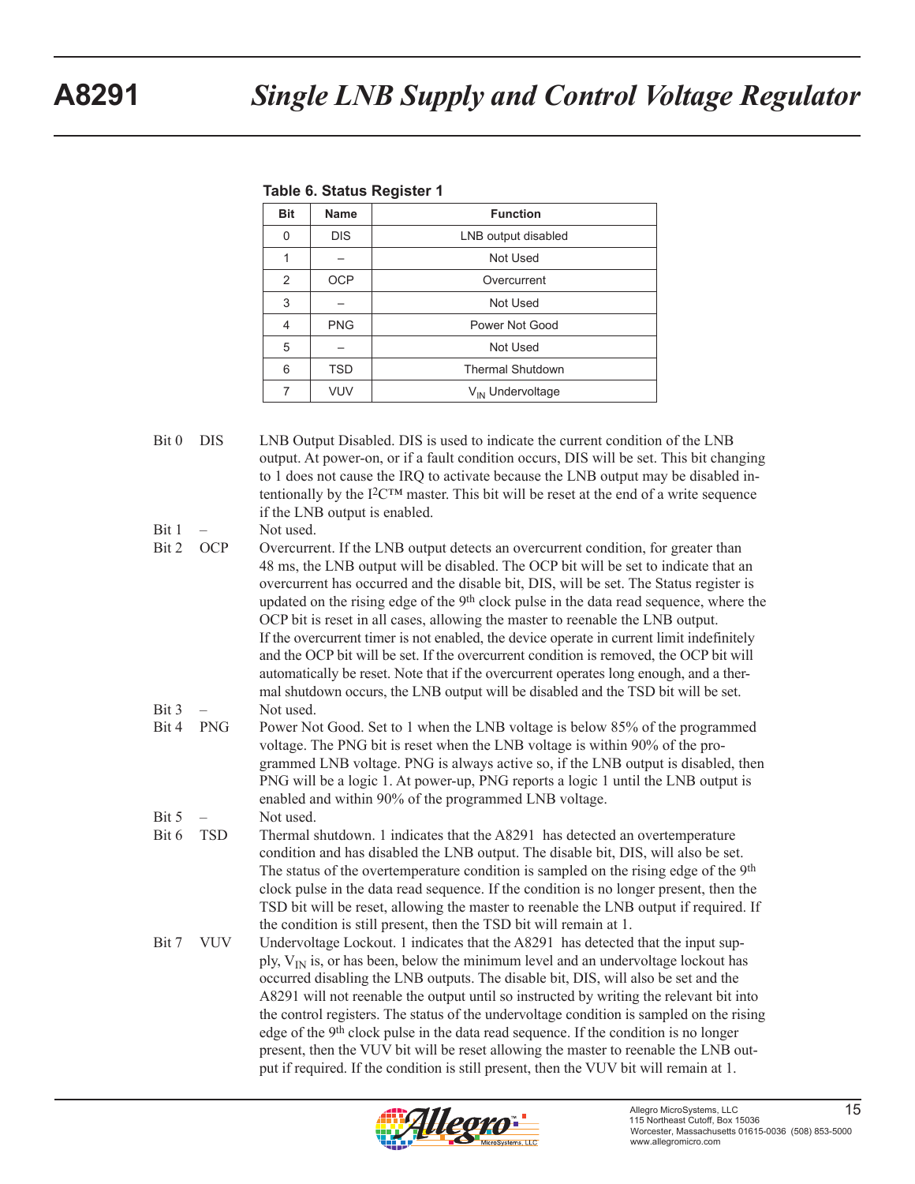**Table 6. Status Register 1**

| Bit | Name | Function |
|---|---|---|
| 0 | DIS | LNB output disabled |
| 1 | – | Not Used |
| 2 | OCP | Overcurrent |
| 3 | – | Not Used |
| 4 | PNG | Power Not Good |
| 5 | – | Not Used |
| 6 | TSD | Thermal Shutdown |
| 7 | VUV | $V_{IN}$ Undervoltage |

Bit 0 DIS — LNB Output Disabled. DIS is used to indicate the current condition of the LNB output. At power-on, or if a fault condition occurs, DIS will be set. This bit changing to 1 does not cause the IRQ to activate because the LNB output may be disabled intentionally by the I²C™ master. This bit will be reset at the end of a write sequence if the LNB output is enabled.

Bit 1 – — Not used.

Bit 2 OCP — Overcurrent. If the LNB output detects an overcurrent condition, for greater than 48 ms, the LNB output will be disabled. The OCP bit will be set to indicate that an overcurrent has occurred and the disable bit, DIS, will be set. The Status register is updated on the rising edge of the 9th clock pulse in the data read sequence, where the OCP bit is reset in all cases, allowing the master to reenable the LNB output.
If the overcurrent timer is not enabled, the device operate in current limit indefinitely and the OCP bit will be set. If the overcurrent condition is removed, the OCP bit will automatically be reset. Note that if the overcurrent operates long enough, and a thermal shutdown occurs, the LNB output will be disabled and the TSD bit will be set.

Bit 3 – — Not used.

Bit 4 PNG — Power Not Good. Set to 1 when the LNB voltage is below 85% of the programmed voltage. The PNG bit is reset when the LNB voltage is within 90% of the programmed LNB voltage. PNG is always active so, if the LNB output is disabled, then PNG will be a logic 1. At power-up, PNG reports a logic 1 until the LNB output is enabled and within 90% of the programmed LNB voltage.

Bit 5 – — Not used.

Bit 6 TSD — Thermal shutdown. 1 indicates that the A8291 has detected an overtemperature condition and has disabled the LNB output. The disable bit, DIS, will also be set. The status of the overtemperature condition is sampled on the rising edge of the 9th clock pulse in the data read sequence. If the condition is no longer present, then the TSD bit will be reset, allowing the master to reenable the LNB output if required. If the condition is still present, then the TSD bit will remain at 1.

Bit 7 VUV — Undervoltage Lockout. 1 indicates that the A8291 has detected that the input supply, $V_{IN}$ is, or has been, below the minimum level and an undervoltage lockout has occurred disabling the LNB outputs. The disable bit, DIS, will also be set and the A8291 will not reenable the output until so instructed by writing the relevant bit into the control registers. The status of the undervoltage condition is sampled on the rising edge of the 9th clock pulse in the data read sequence. If the condition is no longer present, then the VUV bit will be reset allowing the master to reenable the LNB output if required. If the condition is still present, then the VUV bit will remain at 1.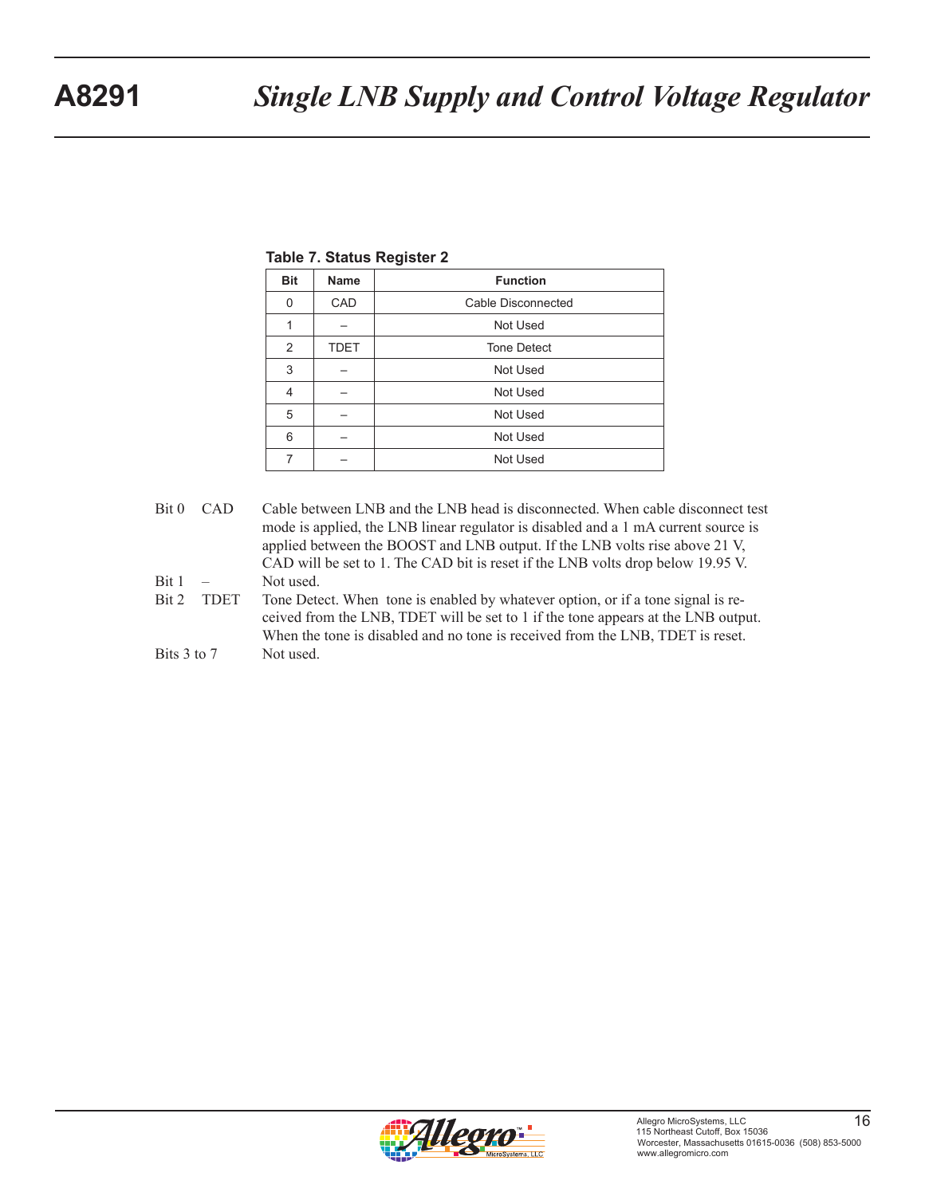**Table 7. Status Register 2**

| Bit | Name | Function |
|---|---|---|
| 0 | CAD | Cable Disconnected |
| 1 | – | Not Used |
| 2 | TDET | Tone Detect |
| 3 | – | Not Used |
| 4 | – | Not Used |
| 5 | – | Not Used |
| 6 | – | Not Used |
| 7 | – | Not Used |

Bit 0 CAD — Cable between LNB and the LNB head is disconnected. When cable disconnect test mode is applied, the LNB linear regulator is disabled and a 1 mA current source is applied between the BOOST and LNB output. If the LNB volts rise above 21 V, CAD will be set to 1. The CAD bit is reset if the LNB volts drop below 19.95 V.

Bit 1 – — Not used.

Bit 2 TDET — Tone Detect. When tone is enabled by whatever option, or if a tone signal is received from the LNB, TDET will be set to 1 if the tone appears at the LNB output. When the tone is disabled and no tone is received from the LNB, TDET is reset.

Bits 3 to 7 — Not used.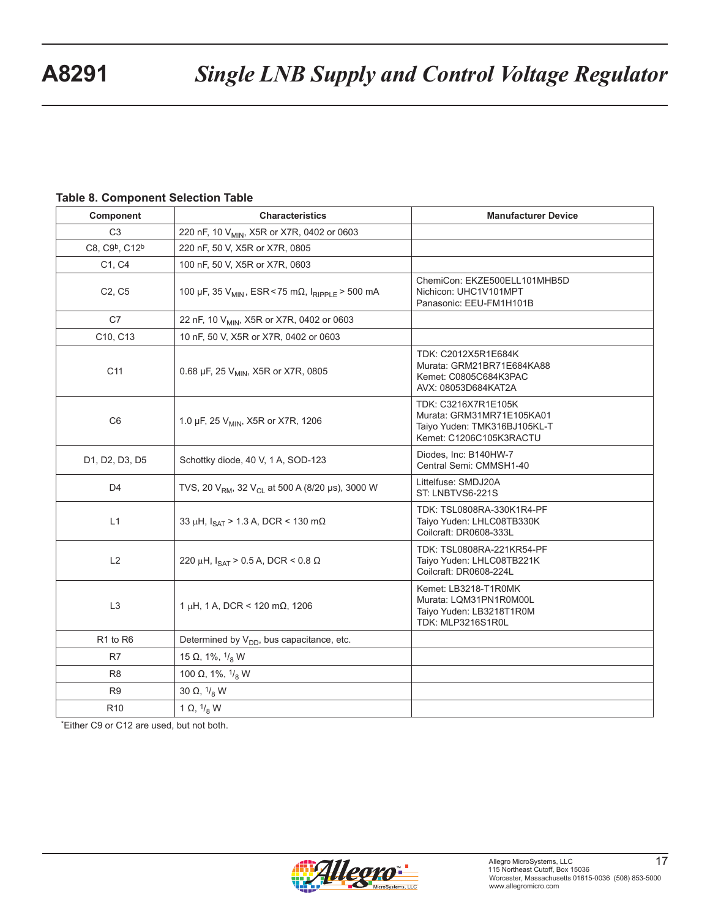**Table 8. Component Selection Table**

| Component | Characteristics | Manufacturer Device |
|---|---|---|
| C3 | 220 nF, 10 $V_{MIN}$, X5R or X7R, 0402 or 0603 | |
| C8, C9[b], C12[b] | 220 nF, 50 V, X5R or X7R, 0805 | |
| C1, C4 | 100 nF, 50 V, X5R or X7R, 0603 | |
| C2, C5 | 100 µF, 35 $V_{MIN}$, ESR < 75 mΩ, $I_{RIPPLE}$ > 500 mA | ChemiCon: EKZE500ELL101MHB5D<br>Nichicon: UHC1V101MPT<br>Panasonic: EEU-FM1H101B |
| C7 | 22 nF, 10 $V_{MIN}$, X5R or X7R, 0402 or 0603 | |
| C10, C13 | 10 nF, 50 V, X5R or X7R, 0402 or 0603 | |
| C11 | 0.68 µF, 25 $V_{MIN}$, X5R or X7R, 0805 | TDK: C2012X5R1E684K<br>Murata: GRM21BR71E684KA88<br>Kemet: C0805C684K3PAC<br>AVX: 08053D684KAT2A |
| C6 | 1.0 µF, 25 $V_{MIN}$, X5R or X7R, 1206 | TDK: C3216X7R1E105K<br>Murata: GRM31MR71E105KA01<br>Taiyo Yuden: TMK316BJ105KL-T<br>Kemet: C1206C105K3RACTU |
| D1, D2, D3, D5 | Schottky diode, 40 V, 1 A, SOD-123 | Diodes, Inc: B140HW-7<br>Central Semi: CMMSH1-40 |
| D4 | TVS, 20 $V_{RM}$, 32 $V_{CL}$ at 500 A (8/20 µs), 3000 W | Littelfuse: SMDJ20A<br>ST: LNBTVS6-221S |
| L1 | 33 µH, $I_{SAT}$ > 1.3 A, DCR < 130 mΩ | TDK: TSL0808RA-330K1R4-PF<br>Taiyo Yuden: LHLC08TB330K<br>Coilcraft: DR0608-333L |
| L2 | 220 µH, $I_{SAT}$ > 0.5 A, DCR < 0.8 Ω | TDK: TSL0808RA-221KR54-PF<br>Taiyo Yuden: LHLC08TB221K<br>Coilcraft: DR0608-224L |
| L3 | 1 µH, 1 A, DCR < 120 mΩ, 1206 | Kemet: LB3218-T1R0MK<br>Murata: LQM31PN1R0M00L<br>Taiyo Yuden: LB3218T1R0M<br>TDK: MLP3216S1R0L |
| R1 to R6 | Determined by $V_{DD}$, bus capacitance, etc. | |
| R7 | 15 Ω, 1%, $^{1}/_{8}$ W | |
| R8 | 100 Ω, 1%, $^{1}/_{8}$ W | |
| R9 | 30 Ω, $^{1}/_{8}$ W | |
| R10 | 1 Ω, $^{1}/_{8}$ W | |

*Either C9 or C12 are used, but not both.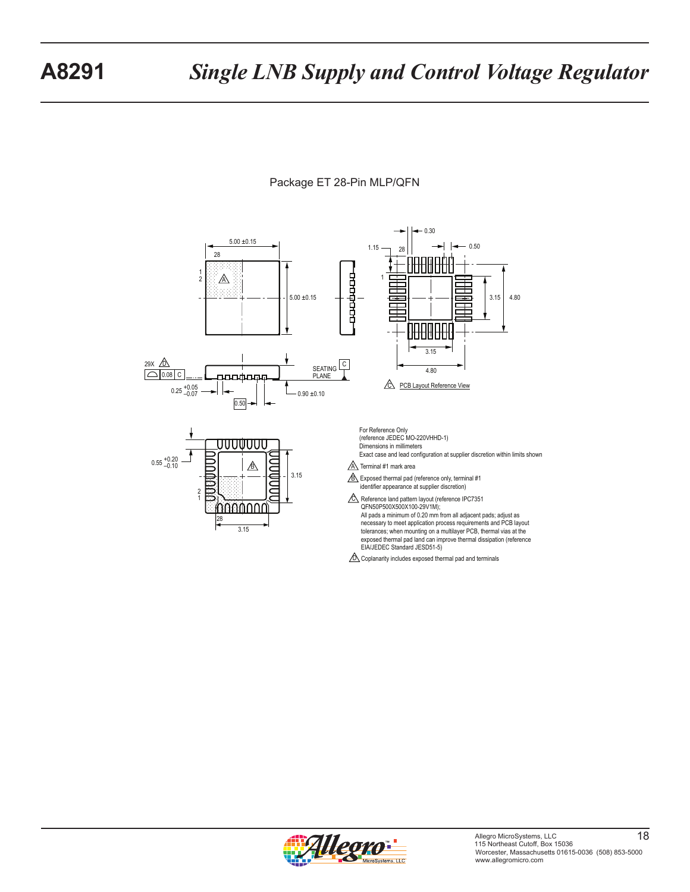Package ET 28-Pin MLP/QFN

For Reference Only
(reference JEDEC MO-220VHHD-1)
Dimensions in millimeters
Exact case and lead configuration at supplier discretion within limits shown

A Terminal #1 mark area

B Exposed thermal pad (reference only, terminal #1 identifier appearance at supplier discretion)

C Reference land pattern layout (reference IPC7351 QFN50P500X500X100-29V1M);
All pads a minimum of 0.20 mm from all adjacent pads; adjust as necessary to meet application process requirements and PCB layout tolerances; when mounting on a multilayer PCB, thermal vias at the exposed thermal pad land can improve thermal dissipation (reference EIA/JEDEC Standard JESD51-5)

D Coplanarity includes exposed thermal pad and terminals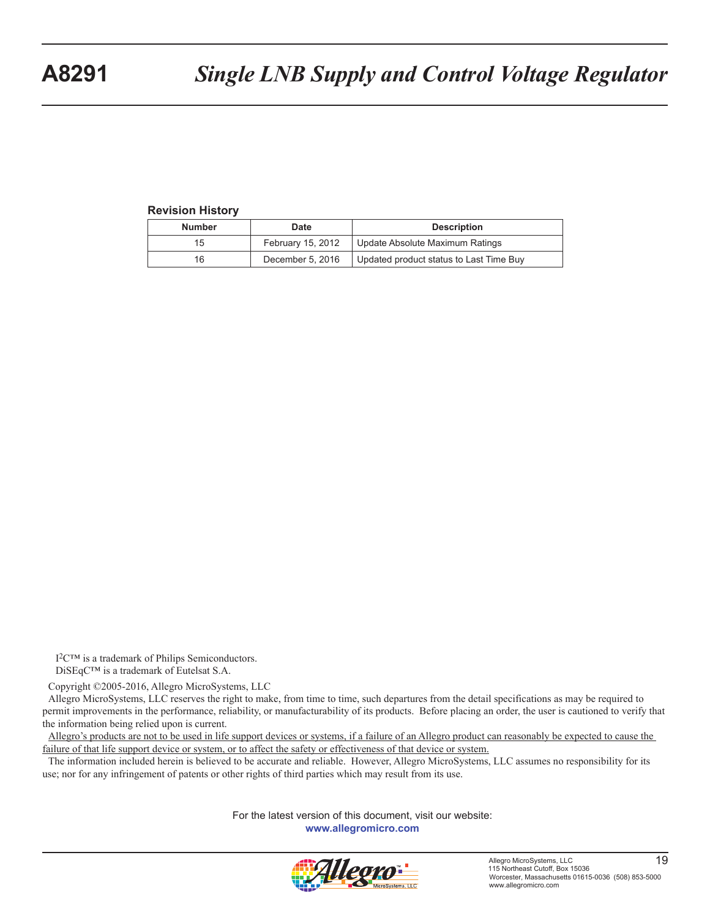## Revision History

| Number | Date | Description |
|---|---|---|
| 15 | February 15, 2012 | Update Absolute Maximum Ratings |
| 16 | December 5, 2016 | Updated product status to Last Time Buy |

I²C™ is a trademark of Philips Semiconductors.
DiSEqC™ is a trademark of Eutelsat S.A.

Copyright ©2005-2016, Allegro MicroSystems, LLC

Allegro MicroSystems, LLC reserves the right to make, from time to time, such departures from the detail specifications as may be required to permit improvements in the performance, reliability, or manufacturability of its products. Before placing an order, the user is cautioned to verify that the information being relied upon is current.

Allegro's products are not to be used in life support devices or systems, if a failure of an Allegro product can reasonably be expected to cause the failure of that life support device or system, or to affect the safety or effectiveness of that device or system.

The information included herein is believed to be accurate and reliable. However, Allegro MicroSystems, LLC assumes no responsibility for its use; nor for any infringement of patents or other rights of third parties which may result from its use.

For the latest version of this document, visit our website:
**www.allegromicro.com**